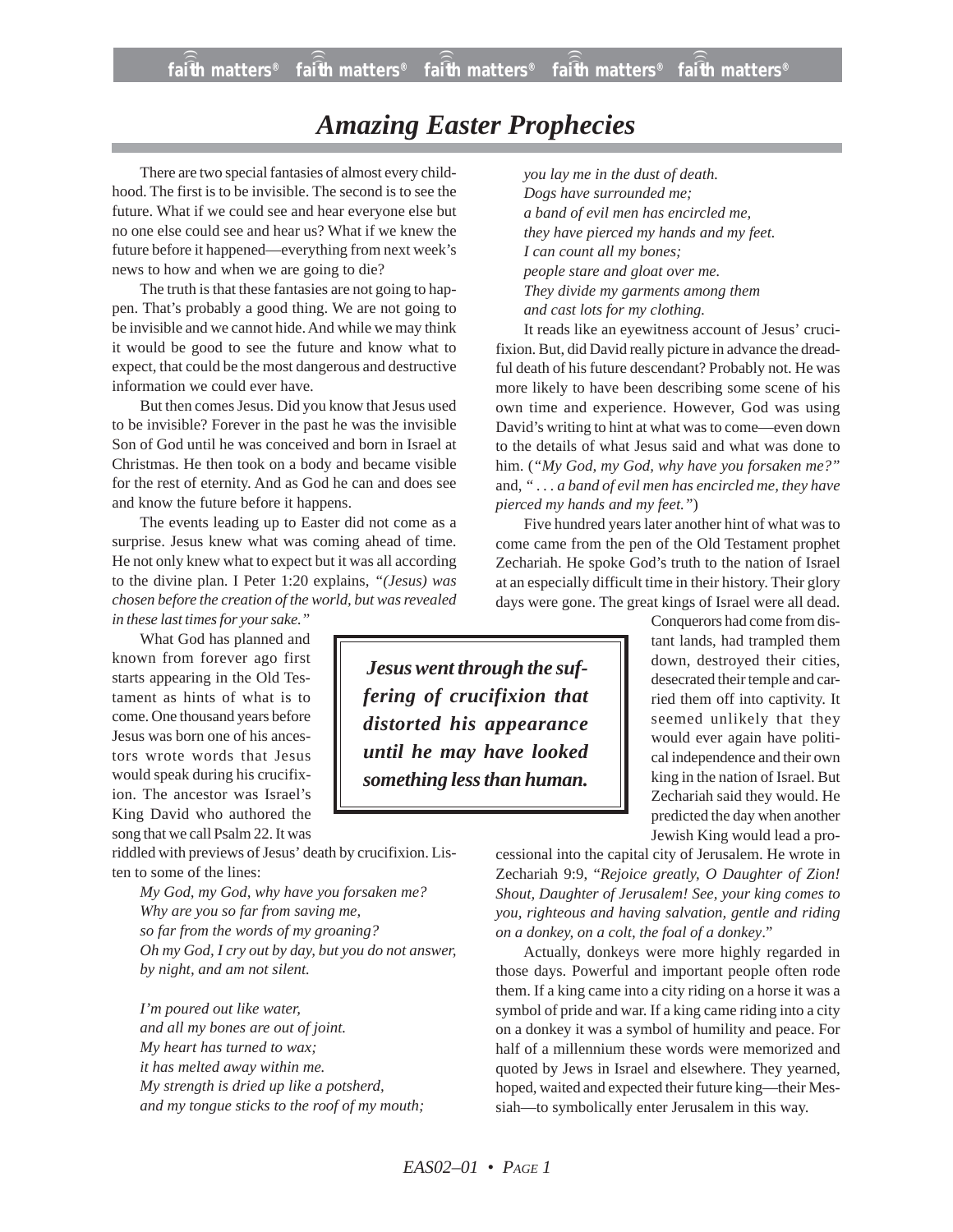# Amazing Easter Prophecies

There are two special fantasies of almost every childhood. The first is to be invisible. The second is to see the future. What if we could see and hear everyone else but no one else could see and hear us? What if we knew the future before it happened—everything from next week's news to how and when we are going to die?

The truth is that these fantasies are not going to happen. That's probably a good thing. We are not going to be invisible and we cannot hide. And while we may think it would be good to see the future and know what to expect, that could be the most dangerous and destructive information we could ever have.

But then comes Jesus. Did you know that Jesus used to be invisible? Forever in the past he was the invisible Son of God until he was conceived and born in Israel at Christmas. He then took on a body and became visible for the rest of eternity. And as God he can and does see and know the future before it happens.

The events leading up to Easter did not come as a surprise. Jesus knew what was coming ahead of time. He not only knew what to expect but it was all according to the divine plan. I Peter 1:20 explains, *"(Jesus) was chosen before the creation of the world, but was revealed in these last times for your sake."*

What God has planned and known from forever ago first starts appearing in the Old Testament as hints of what is to come. One thousand years before Jesus was born one of his ancestors wrote words that Jesus would speak during his crucifixion. The ancestor was Israel's King David who authored the song that we call Psalm 22. It was riddled with previews of Jesus' death by crucifixion. Listen to some of the lines:

*My God, my God, why have you forsaken me?*
*Why are you so far from saving me,*
*so far from the words of my groaning?*
*Oh my God, I cry out by day, but you do not answer,*
*by night, and am not silent.*

*I'm poured out like water,*
*and all my bones are out of joint.*
*My heart has turned to wax;*
*it has melted away within me.*
*My strength is dried up like a potsherd,*
*and my tongue sticks to the roof of my mouth;*
*you lay me in the dust of death.*
*Dogs have surrounded me;*
*a band of evil men has encircled me,*
*they have pierced my hands and my feet.*
*I can count all my bones;*
*people stare and gloat over me.*
*They divide my garments among them*
*and cast lots for my clothing.*

It reads like an eyewitness account of Jesus' crucifixion. But, did David really picture in advance the dreadful death of his future descendant? Probably not. He was more likely to have been describing some scene of his own time and experience. However, God was using David's writing to hint at what was to come—even down to the details of what Jesus said and what was done to him. (*"My God, my God, why have you forsaken me?"* and, *" . . . a band of evil men has encircled me, they have pierced my hands and my feet."*)

> ***Jesus went through the suffering of crucifixion that distorted his appearance until he may have looked something less than human.***

Five hundred years later another hint of what was to come came from the pen of the Old Testament prophet Zechariah. He spoke God's truth to the nation of Israel at an especially difficult time in their history. Their glory days were gone. The great kings of Israel were all dead. Conquerors had come from distant lands, had trampled them down, destroyed their cities, desecrated their temple and carried them off into captivity. It seemed unlikely that they would ever again have political independence and their own king in the nation of Israel. But Zechariah said they would. He predicted the day when another Jewish King would lead a processional into the capital city of Jerusalem. He wrote in Zechariah 9:9, "*Rejoice greatly, O Daughter of Zion! Shout, Daughter of Jerusalem! See, your king comes to you, righteous and having salvation, gentle and riding on a donkey, on a colt, the foal of a donkey*."

Actually, donkeys were more highly regarded in those days. Powerful and important people often rode them. If a king came into a city riding on a horse it was a symbol of pride and war. If a king came riding into a city on a donkey it was a symbol of humility and peace. For half of a millennium these words were memorized and quoted by Jews in Israel and elsewhere. They yearned, hoped, waited and expected their future king—their Messiah—to symbolically enter Jerusalem in this way.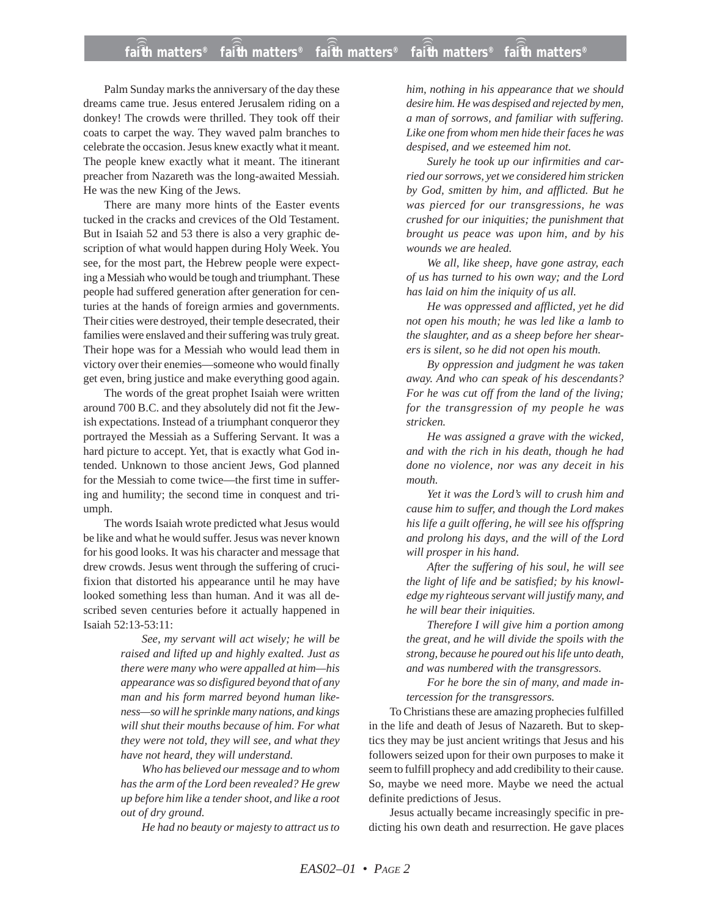Palm Sunday marks the anniversary of the day these dreams came true. Jesus entered Jerusalem riding on a donkey! The crowds were thrilled. They took off their coats to carpet the way. They waved palm branches to celebrate the occasion. Jesus knew exactly what it meant. The people knew exactly what it meant. The itinerant preacher from Nazareth was the long-awaited Messiah. He was the new King of the Jews.

There are many more hints of the Easter events tucked in the cracks and crevices of the Old Testament. But in Isaiah 52 and 53 there is also a very graphic description of what would happen during Holy Week. You see, for the most part, the Hebrew people were expecting a Messiah who would be tough and triumphant. These people had suffered generation after generation for centuries at the hands of foreign armies and governments. Their cities were destroyed, their temple desecrated, their families were enslaved and their suffering was truly great. Their hope was for a Messiah who would lead them in victory over their enemies—someone who would finally get even, bring justice and make everything good again.

The words of the great prophet Isaiah were written around 700 B.C. and they absolutely did not fit the Jewish expectations. Instead of a triumphant conqueror they portrayed the Messiah as a Suffering Servant. It was a hard picture to accept. Yet, that is exactly what God intended. Unknown to those ancient Jews, God planned for the Messiah to come twice—the first time in suffering and humility; the second time in conquest and triumph.

The words Isaiah wrote predicted what Jesus would be like and what he would suffer. Jesus was never known for his good looks. It was his character and message that drew crowds. Jesus went through the suffering of crucifixion that distorted his appearance until he may have looked something less than human. And it was all described seven centuries before it actually happened in Isaiah 52:13-53:11:

> *See, my servant will act wisely; he will be raised and lifted up and highly exalted. Just as there were many who were appalled at him—his appearance was so disfigured beyond that of any man and his form marred beyond human likeness—so will he sprinkle many nations, and kings will shut their mouths because of him. For what they were not told, they will see, and what they have not heard, they will understand.*
>
> *Who has believed our message and to whom has the arm of the Lord been revealed? He grew up before him like a tender shoot, and like a root out of dry ground.*
>
> *He had no beauty or majesty to attract us to him, nothing in his appearance that we should desire him. He was despised and rejected by men, a man of sorrows, and familiar with suffering. Like one from whom men hide their faces he was despised, and we esteemed him not.*
>
> *Surely he took up our infirmities and carried our sorrows, yet we considered him stricken by God, smitten by him, and afflicted. But he was pierced for our transgressions, he was crushed for our iniquities; the punishment that brought us peace was upon him, and by his wounds we are healed.*
>
> *We all, like sheep, have gone astray, each of us has turned to his own way; and the Lord has laid on him the iniquity of us all.*
>
> *He was oppressed and afflicted, yet he did not open his mouth; he was led like a lamb to the slaughter, and as a sheep before her shearers is silent, so he did not open his mouth.*
>
> *By oppression and judgment he was taken away. And who can speak of his descendants? For he was cut off from the land of the living; for the transgression of my people he was stricken.*
>
> *He was assigned a grave with the wicked, and with the rich in his death, though he had done no violence, nor was any deceit in his mouth.*
>
> *Yet it was the Lord's will to crush him and cause him to suffer, and though the Lord makes his life a guilt offering, he will see his offspring and prolong his days, and the will of the Lord will prosper in his hand.*
>
> *After the suffering of his soul, he will see the light of life and be satisfied; by his knowledge my righteous servant will justify many, and he will bear their iniquities.*
>
> *Therefore I will give him a portion among the great, and he will divide the spoils with the strong, because he poured out his life unto death, and was numbered with the transgressors.*
>
> *For he bore the sin of many, and made intercession for the transgressors.*

To Christians these are amazing prophecies fulfilled in the life and death of Jesus of Nazareth. But to skeptics they may be just ancient writings that Jesus and his followers seized upon for their own purposes to make it seem to fulfill prophecy and add credibility to their cause. So, maybe we need more. Maybe we need the actual definite predictions of Jesus.

Jesus actually became increasingly specific in predicting his own death and resurrection. He gave places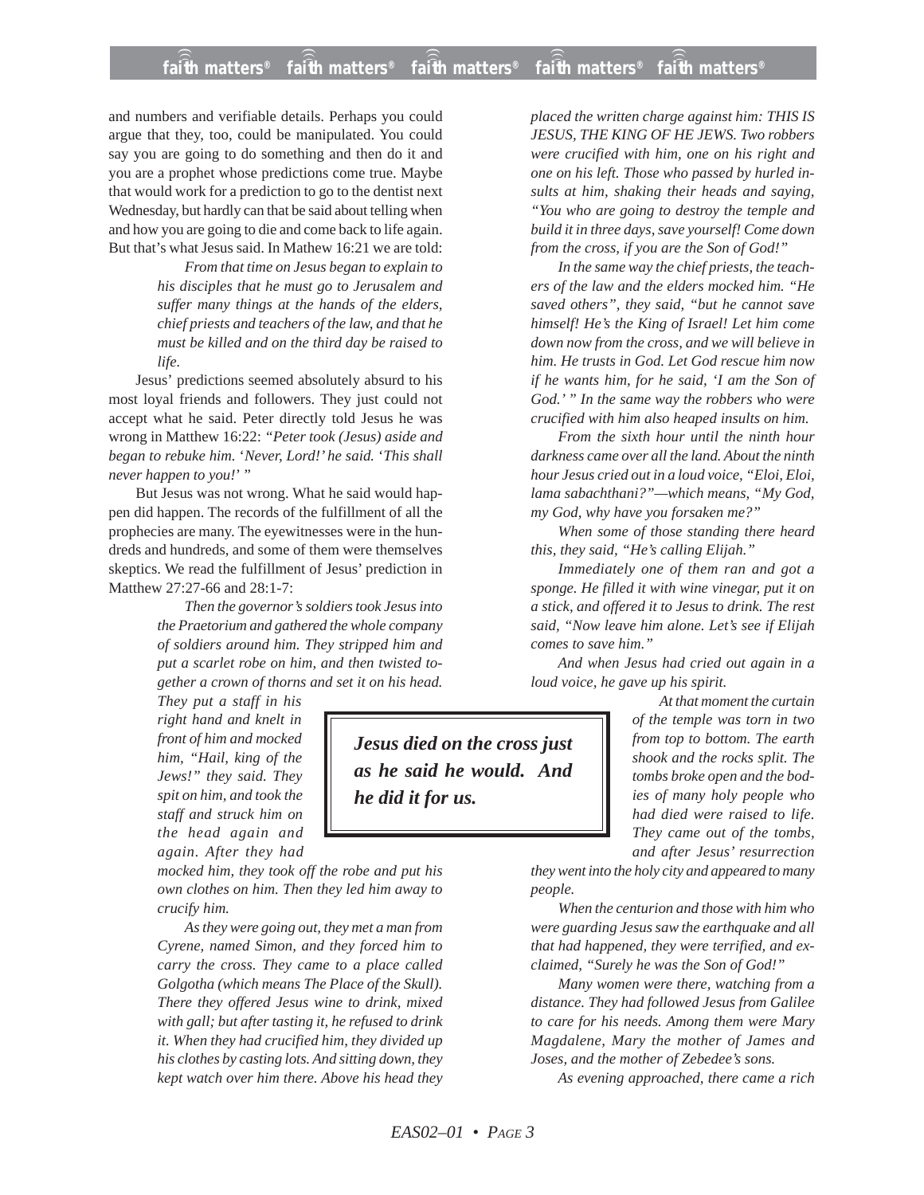and numbers and verifiable details. Perhaps you could argue that they, too, could be manipulated. You could say you are going to do something and then do it and you are a prophet whose predictions come true. Maybe that would work for a prediction to go to the dentist next Wednesday, but hardly can that be said about telling when and how you are going to die and come back to life again. But that's what Jesus said. In Mathew 16:21 we are told:

> *From that time on Jesus began to explain to his disciples that he must go to Jerusalem and suffer many things at the hands of the elders, chief priests and teachers of the law, and that he must be killed and on the third day be raised to life.*

Jesus' predictions seemed absolutely absurd to his most loyal friends and followers. They just could not accept what he said. Peter directly told Jesus he was wrong in Matthew 16:22: *"Peter took (Jesus) aside and began to rebuke him. 'Never, Lord!' he said. 'This shall never happen to you!' "*

But Jesus was not wrong. What he said would happen did happen. The records of the fulfillment of all the prophecies are many. The eyewitnesses were in the hundreds and hundreds, and some of them were themselves skeptics. We read the fulfillment of Jesus' prediction in Matthew 27:27-66 and 28:1-7:

> *Then the governor's soldiers took Jesus into the Praetorium and gathered the whole company of soldiers around him. They stripped him and put a scarlet robe on him, and then twisted together a crown of thorns and set it on his head. They put a staff in his right hand and knelt in front of him and mocked him, "Hail, king of the Jews!" they said. They spit on him, and took the staff and struck him on the head again and again. After they had mocked him, they took off the robe and put his own clothes on him. Then they led him away to crucify him.*
>
> *As they were going out, they met a man from Cyrene, named Simon, and they forced him to carry the cross. They came to a place called Golgotha (which means The Place of the Skull). There they offered Jesus wine to drink, mixed with gall; but after tasting it, he refused to drink it. When they had crucified him, they divided up his clothes by casting lots. And sitting down, they kept watch over him there. Above his head they placed the written charge against him: THIS IS JESUS, THE KING OF HE JEWS. Two robbers were crucified with him, one on his right and one on his left. Those who passed by hurled insults at him, shaking their heads and saying, "You who are going to destroy the temple and build it in three days, save yourself! Come down from the cross, if you are the Son of God!"*
>
> *In the same way the chief priests, the teachers of the law and the elders mocked him. "He saved others", they said, "but he cannot save himself! He's the King of Israel! Let him come down now from the cross, and we will believe in him. He trusts in God. Let God rescue him now if he wants him, for he said, 'I am the Son of God.' " In the same way the robbers who were crucified with him also heaped insults on him.*
>
> *From the sixth hour until the ninth hour darkness came over all the land. About the ninth hour Jesus cried out in a loud voice, "Eloi, Eloi, lama sabachthani?"—which means, "My God, my God, why have you forsaken me?"*
>
> *When some of those standing there heard this, they said, "He's calling Elijah."*
>
> *Immediately one of them ran and got a sponge. He filled it with wine vinegar, put it on a stick, and offered it to Jesus to drink. The rest said, "Now leave him alone. Let's see if Elijah comes to save him."*
>
> *And when Jesus had cried out again in a loud voice, he gave up his spirit.*
>
> *At that moment the curtain of the temple was torn in two from top to bottom. The earth shook and the rocks split. The tombs broke open and the bodies of many holy people who had died were raised to life. They came out of the tombs, and after Jesus' resurrection they went into the holy city and appeared to many people.*
>
> *When the centurion and those with him who were guarding Jesus saw the earthquake and all that had happened, they were terrified, and exclaimed, "Surely he was the Son of God!"*
>
> *Many women were there, watching from a distance. They had followed Jesus from Galilee to care for his needs. Among them were Mary Magdalene, Mary the mother of James and Joses, and the mother of Zebedee's sons.*
>
> *As evening approached, there came a rich*

***Jesus died on the cross just as he said he would. And he did it for us.***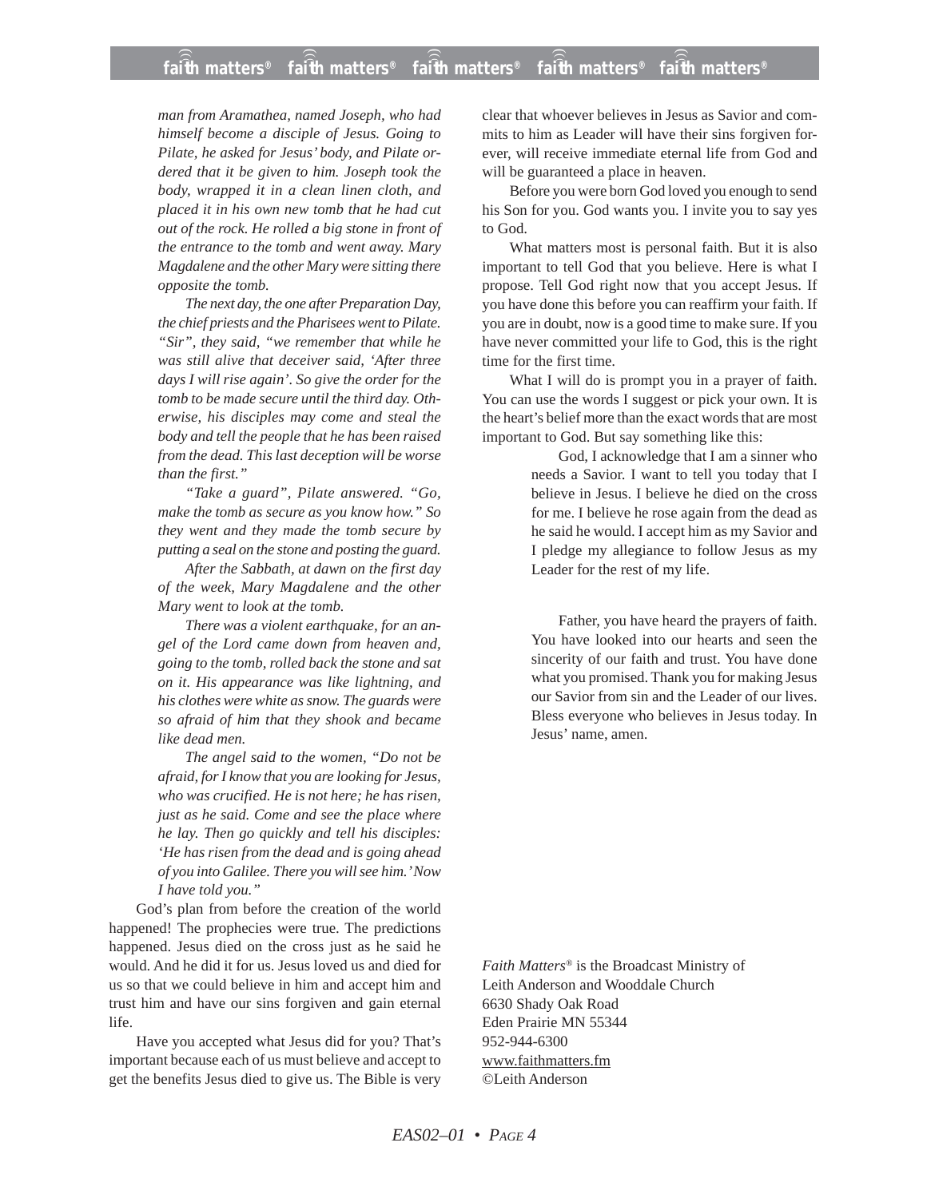*man from Aramathea, named Joseph, who had himself become a disciple of Jesus. Going to Pilate, he asked for Jesus' body, and Pilate ordered that it be given to him. Joseph took the body, wrapped it in a clean linen cloth, and placed it in his own new tomb that he had cut out of the rock. He rolled a big stone in front of the entrance to the tomb and went away. Mary Magdalene and the other Mary were sitting there opposite the tomb.*

*The next day, the one after Preparation Day, the chief priests and the Pharisees went to Pilate. "Sir", they said, "we remember that while he was still alive that deceiver said, 'After three days I will rise again'. So give the order for the tomb to be made secure until the third day. Otherwise, his disciples may come and steal the body and tell the people that he has been raised from the dead. This last deception will be worse than the first."*

*"Take a guard", Pilate answered. "Go, make the tomb as secure as you know how." So they went and they made the tomb secure by putting a seal on the stone and posting the guard.*

*After the Sabbath, at dawn on the first day of the week, Mary Magdalene and the other Mary went to look at the tomb.*

*There was a violent earthquake, for an angel of the Lord came down from heaven and, going to the tomb, rolled back the stone and sat on it. His appearance was like lightning, and his clothes were white as snow. The guards were so afraid of him that they shook and became like dead men.*

*The angel said to the women, "Do not be afraid, for I know that you are looking for Jesus, who was crucified. He is not here; he has risen, just as he said. Come and see the place where he lay. Then go quickly and tell his disciples: 'He has risen from the dead and is going ahead of you into Galilee. There you will see him.' Now I have told you."*

God's plan from before the creation of the world happened! The prophecies were true. The predictions happened. Jesus died on the cross just as he said he would. And he did it for us. Jesus loved us and died for us so that we could believe in him and accept him and trust him and have our sins forgiven and gain eternal life.

Have you accepted what Jesus did for you? That's important because each of us must believe and accept to get the benefits Jesus died to give us. The Bible is very clear that whoever believes in Jesus as Savior and commits to him as Leader will have their sins forgiven forever, will receive immediate eternal life from God and will be guaranteed a place in heaven.

Before you were born God loved you enough to send his Son for you. God wants you. I invite you to say yes to God.

What matters most is personal faith. But it is also important to tell God that you believe. Here is what I propose. Tell God right now that you accept Jesus. If you have done this before you can reaffirm your faith. If you are in doubt, now is a good time to make sure. If you have never committed your life to God, this is the right time for the first time.

What I will do is prompt you in a prayer of faith. You can use the words I suggest or pick your own. It is the heart's belief more than the exact words that are most important to God. But say something like this:

> God, I acknowledge that I am a sinner who needs a Savior. I want to tell you today that I believe in Jesus. I believe he died on the cross for me. I believe he rose again from the dead as he said he would. I accept him as my Savior and I pledge my allegiance to follow Jesus as my Leader for the rest of my life.

> Father, you have heard the prayers of faith. You have looked into our hearts and seen the sincerity of our faith and trust. You have done what you promised. Thank you for making Jesus our Savior from sin and the Leader of our lives. Bless everyone who believes in Jesus today. In Jesus' name, amen.

*Faith Matters*® is the Broadcast Ministry of
Leith Anderson and Wooddale Church
6630 Shady Oak Road
Eden Prairie MN 55344
952-944-6300
www.faithmatters.fm
©Leith Anderson

*EAS02–01*